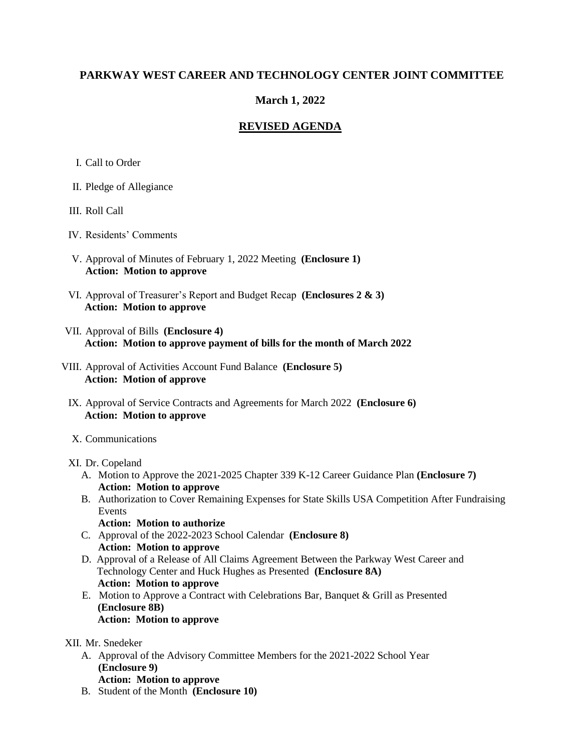# PARKWAY WEST CAREER AND TECHNOLOGY CENTER JOINT COMMITTEE

## March 1, 2022

## REVISED AGENDA

I. Call to Order

II. Pledge of Allegiance

III. Roll Call

IV. Residents' Comments

V. Approval of Minutes of February 1, 2022 Meeting **(Enclosure 1)**
**Action: Motion to approve**

VI. Approval of Treasurer's Report and Budget Recap **(Enclosures 2 & 3)**
**Action: Motion to approve**

VII. Approval of Bills **(Enclosure 4)**
**Action: Motion to approve payment of bills for the month of March 2022**

VIII. Approval of Activities Account Fund Balance **(Enclosure 5)**
**Action: Motion of approve**

IX. Approval of Service Contracts and Agreements for March 2022 **(Enclosure 6)**
**Action: Motion to approve**

X. Communications

XI. Dr. Copeland

A. Motion to Approve the 2021-2025 Chapter 339 K-12 Career Guidance Plan **(Enclosure 7)**
**Action: Motion to approve**

B. Authorization to Cover Remaining Expenses for State Skills USA Competition After Fundraising Events
**Action: Motion to authorize**

C. Approval of the 2022-2023 School Calendar **(Enclosure 8)**
**Action: Motion to approve**

D. Approval of a Release of All Claims Agreement Between the Parkway West Career and Technology Center and Huck Hughes as Presented **(Enclosure 8A)**
**Action: Motion to approve**

E. Motion to Approve a Contract with Celebrations Bar, Banquet & Grill as Presented **(Enclosure 8B)**
**Action: Motion to approve**

XII. Mr. Snedeker

A. Approval of the Advisory Committee Members for the 2021-2022 School Year **(Enclosure 9)**
**Action: Motion to approve**

B. Student of the Month **(Enclosure 10)**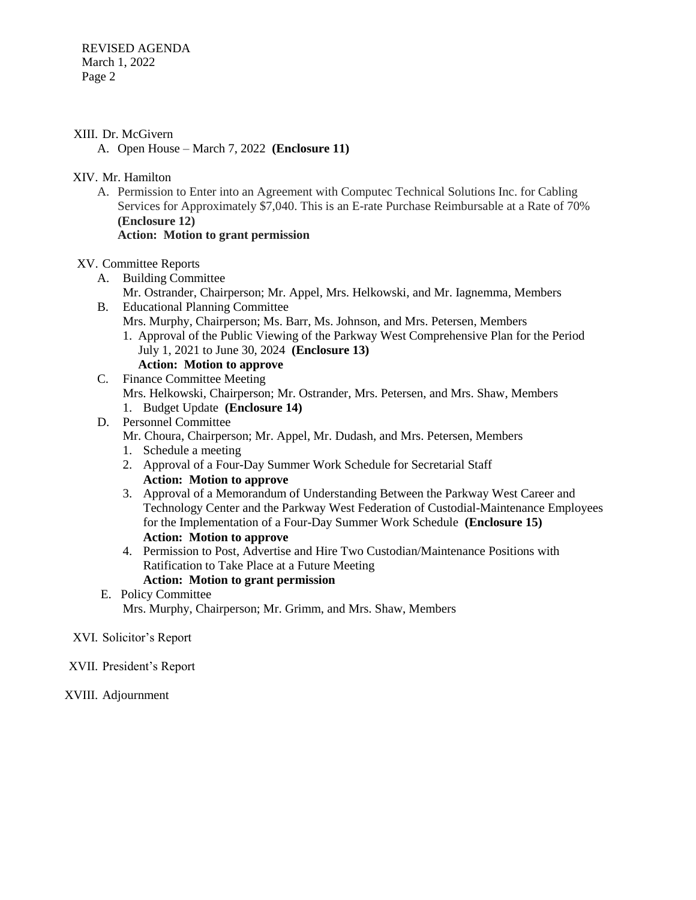XIII. Dr. McGivern

A. Open House – March 7, 2022 **(Enclosure 11)**

XIV. Mr. Hamilton

A. Permission to Enter into an Agreement with Computec Technical Solutions Inc. for Cabling Services for Approximately $7,040. This is an E-rate Purchase Reimbursable at a Rate of 70% **(Enclosure 12)**
**Action: Motion to grant permission**

XV. Committee Reports

A. Building Committee
Mr. Ostrander, Chairperson; Mr. Appel, Mrs. Helkowski, and Mr. Iagnemma, Members

B. Educational Planning Committee
Mrs. Murphy, Chairperson; Ms. Barr, Ms. Johnson, and Mrs. Petersen, Members

1. Approval of the Public Viewing of the Parkway West Comprehensive Plan for the Period July 1, 2021 to June 30, 2024 **(Enclosure 13)**
**Action: Motion to approve**

C. Finance Committee Meeting
Mrs. Helkowski, Chairperson; Mr. Ostrander, Mrs. Petersen, and Mrs. Shaw, Members

1. Budget Update **(Enclosure 14)**

D. Personnel Committee
Mr. Choura, Chairperson; Mr. Appel, Mr. Dudash, and Mrs. Petersen, Members

1. Schedule a meeting
2. Approval of a Four-Day Summer Work Schedule for Secretarial Staff
**Action: Motion to approve**
3. Approval of a Memorandum of Understanding Between the Parkway West Career and Technology Center and the Parkway West Federation of Custodial-Maintenance Employees for the Implementation of a Four-Day Summer Work Schedule **(Enclosure 15)**
**Action: Motion to approve**
4. Permission to Post, Advertise and Hire Two Custodian/Maintenance Positions with Ratification to Take Place at a Future Meeting
**Action: Motion to grant permission**

E. Policy Committee
Mrs. Murphy, Chairperson; Mr. Grimm, and Mrs. Shaw, Members

XVI. Solicitor's Report

XVII. President's Report

XVIII. Adjournment